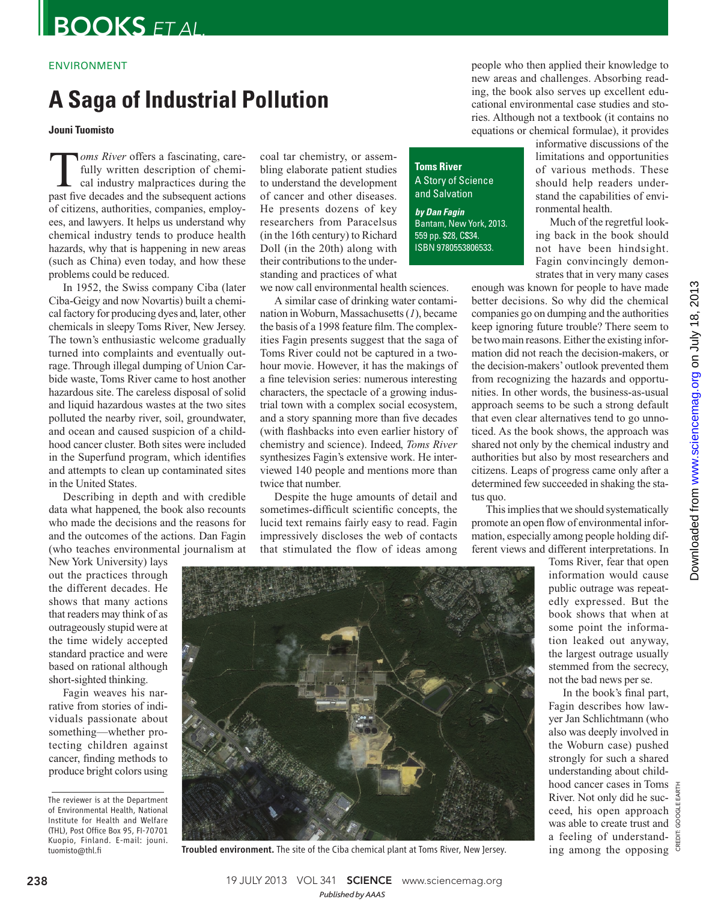ENVIRONMENT

# A Saga of Industrial Pollution

**Jouni Tuomisto**

> **Toms River**
> A Story of Science and Salvation
>
> ***by Dan Fagin***
> Bantam, New York, 2013. 559 pp. \$28, C\$34. ISBN 9780553806533.

*Toms River* offers a fascinating, carefully written description of chemical industry malpractices during the past five decades and the subsequent actions of citizens, authorities, companies, employees, and lawyers. It helps us understand why chemical industry tends to produce health hazards, why that is happening in new areas (such as China) even today, and how these problems could be reduced.

In 1952, the Swiss company Ciba (later Ciba-Geigy and now Novartis) built a chemical factory for producing dyes and, later, other chemicals in sleepy Toms River, New Jersey. The town's enthusiastic welcome gradually turned into complaints and eventually outrage. Through illegal dumping of Union Carbide waste, Toms River came to host another hazardous site. The careless disposal of solid and liquid hazardous wastes at the two sites polluted the nearby river, soil, groundwater, and ocean and caused suspicion of a childhood cancer cluster. Both sites were included in the Superfund program, which identifies and attempts to clean up contaminated sites in the United States.

Describing in depth and with credible data what happened, the book also recounts who made the decisions and the reasons for and the outcomes of the actions. Dan Fagin (who teaches environmental journalism at New York University) lays out the practices through the different decades. He shows that many actions that readers may think of as outrageously stupid were at the time widely accepted standard practice and were based on rational although short-sighted thinking.

Fagin weaves his narrative from stories of individuals passionate about something—whether protecting children against cancer, finding methods to produce bright colors using coal tar chemistry, or assembling elaborate patient studies to understand the development of cancer and other diseases. He presents dozens of key researchers from Paracelsus (in the 16th century) to Richard Doll (in the 20th) along with their contributions to the understanding and practices of what we now call environmental health sciences.

A similar case of drinking water contamination in Woburn, Massachusetts (*1*), became the basis of a 1998 feature film. The complexities Fagin presents suggest that the saga of Toms River could not be captured in a two-hour movie. However, it has the makings of a fine television series: numerous interesting characters, the spectacle of a growing industrial town with a complex social ecosystem, and a story spanning more than five decades (with flashbacks into even earlier history of chemistry and science). Indeed, *Toms River* synthesizes Fagin's extensive work. He interviewed 140 people and mentions more than twice that number.

Despite the huge amounts of detail and sometimes-difficult scientific concepts, the lucid text remains fairly easy to read. Fagin impressively discloses the web of contacts that stimulated the flow of ideas among people who then applied their knowledge to new areas and challenges. Absorbing reading, the book also serves up excellent educational environmental case studies and stories. Although not a textbook (it contains no equations or chemical formulae), it provides informative discussions of the limitations and opportunities of various methods. These should help readers understand the capabilities of environmental health.

Much of the regretful looking back in the book should not have been hindsight. Fagin convincingly demonstrates that in very many cases enough was known for people to have made better decisions. So why did the chemical companies go on dumping and the authorities keep ignoring future trouble? There seem to be two main reasons. Either the existing information did not reach the decision-makers, or the decision-makers' outlook prevented them from recognizing the hazards and opportunities. In other words, the business-as-usual approach seems to be such a strong default that even clear alternatives tend to go unnoticed. As the book shows, the approach was shared not only by the chemical industry and authorities but also by most researchers and citizens. Leaps of progress came only after a determined few succeeded in shaking the status quo.

This implies that we should systematically promote an open flow of environmental information, especially among people holding different views and different interpretations. In Toms River, fear that open information would cause public outrage was repeatedly expressed. But the book shows that when at some point the information leaked out anyway, the largest outrage usually stemmed from the secrecy, not the bad news per se.

In the book's final part, Fagin describes how lawyer Jan Schlichtmann (who also was deeply involved in the Woburn case) pushed strongly for such a shared understanding about childhood cancer cases in Toms River. Not only did he succeed, his open approach was able to create trust and a feeling of understanding among the opposing

**Troubled environment.** The site of the Ciba chemical plant at Toms River, New Jersey.

CREDIT: GOOGLE EARTH

The reviewer is at the Department of Environmental Health, National Institute for Health and Welfare (THL), Post Office Box 95, FI-70701 Kuopio, Finland. E-mail: jouni.tuomisto@thl.fi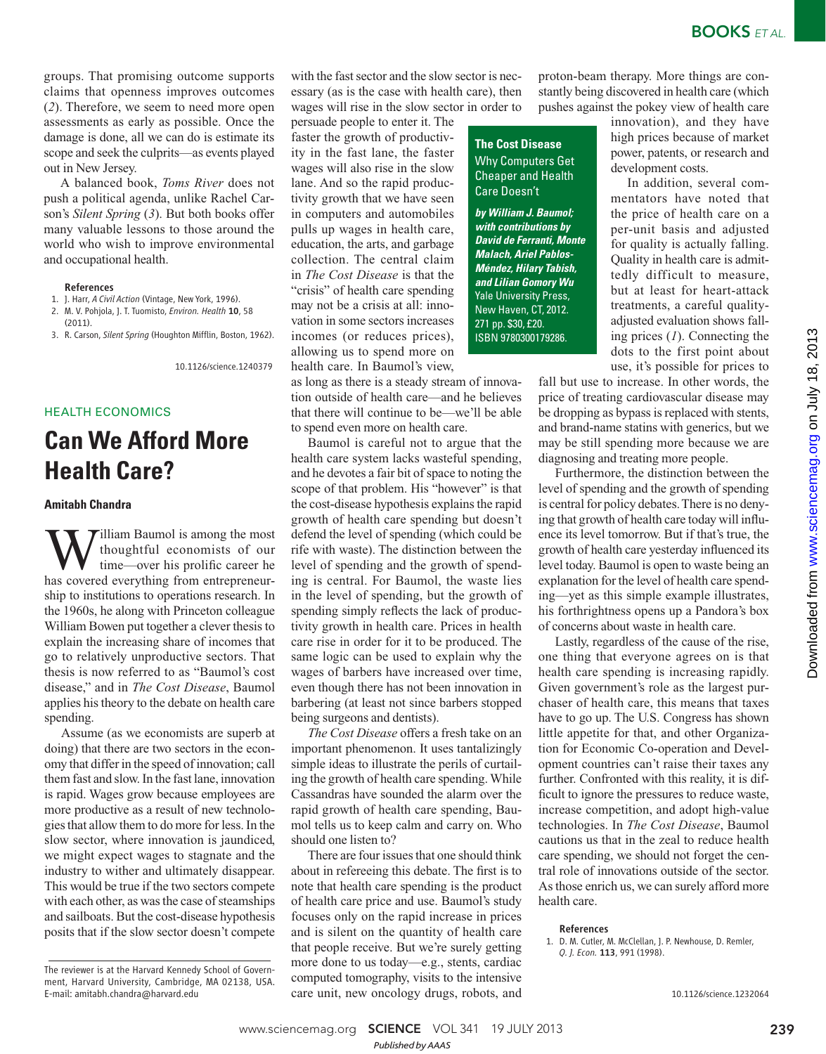groups. That promising outcome supports claims that openness improves outcomes (*2*). Therefore, we seem to need more open assessments as early as possible. Once the damage is done, all we can do is estimate its scope and seek the culprits—as events played out in New Jersey.

A balanced book, *Toms River* does not push a political agenda, unlike Rachel Carson's *Silent Spring* (*3*). But both books offer many valuable lessons to those around the world who wish to improve environmental and occupational health.

**References**

1. J. Harr, *A Civil Action* (Vintage, New York, 1996).
2. M. V. Pohjola, J. T. Tuomisto, *Environ. Health* **10**, 58 (2011).
3. R. Carson, *Silent Spring* (Houghton Mifflin, Boston, 1962).

10.1126/science.1240379

HEALTH ECONOMICS

# Can We Afford More Health Care?

**Amitabh Chandra**

William Baumol is among the most thoughtful economists of our time—over his prolific career he has covered everything from entrepreneurship to institutions to operations research. In the 1960s, he along with Princeton colleague William Bowen put together a clever thesis to explain the increasing share of incomes that go to relatively unproductive sectors. That thesis is now referred to as "Baumol's cost disease," and in *The Cost Disease*, Baumol applies his theory to the debate on health care spending.

Assume (as we economists are superb at doing) that there are two sectors in the economy that differ in the speed of innovation; call them fast and slow. In the fast lane, innovation is rapid. Wages grow because employees are more productive as a result of new technologies that allow them to do more for less. In the slow sector, where innovation is jaundiced, we might expect wages to stagnate and the industry to wither and ultimately disappear. This would be true if the two sectors compete with each other, as was the case of steamships and sailboats. But the cost-disease hypothesis posits that if the slow sector doesn't compete with the fast sector and the slow sector is necessary (as is the case with health care), then wages will rise in the slow sector in order to persuade people to enter it. The faster the growth of productivity in the fast lane, the faster wages will also rise in the slow lane. And so the rapid productivity growth that we have seen in computers and automobiles pulls up wages in health care, education, the arts, and garbage collection. The central claim in *The Cost Disease* is that the "crisis" of health care spending may not be a crisis at all: innovation in some sectors increases incomes (or reduces prices), allowing us to spend more on health care. In Baumol's view, as long as there is a steady stream of innovation outside of health care—and he believes that there will continue to be—we'll be able to spend even more on health care.

**The Cost Disease**
Why Computers Get Cheaper and Health Care Doesn't

***by William J. Baumol; with contributions by David de Ferranti, Monte Malach, Ariel Pablos-Méndez, Hilary Tabish, and Lilian Gomory Wu***
Yale University Press, New Haven, CT, 2012. 271 pp. $30, £20. ISBN 9780300179286.

Baumol is careful not to argue that the health care system lacks wasteful spending, and he devotes a fair bit of space to noting the scope of that problem. His "however" is that the cost-disease hypothesis explains the rapid growth of health care spending but doesn't defend the level of spending (which could be rife with waste). The distinction between the level of spending and the growth of spending is central. For Baumol, the waste lies in the level of spending, but the growth of spending simply reflects the lack of productivity growth in health care. Prices in health care rise in order for it to be produced. The same logic can be used to explain why the wages of barbers have increased over time, even though there has not been innovation in barbering (at least not since barbers stopped being surgeons and dentists).

*The Cost Disease* offers a fresh take on an important phenomenon. It uses tantalizingly simple ideas to illustrate the perils of curtailing the growth of health care spending. While Cassandras have sounded the alarm over the rapid growth of health care spending, Baumol tells us to keep calm and carry on. Who should one listen to?

There are four issues that one should think about in refereeing this debate. The first is to note that health care spending is the product of health care price and use. Baumol's study focuses only on the rapid increase in prices and is silent on the quantity of health care that people receive. But we're surely getting more done to us today—e.g., stents, cardiac computed tomography, visits to the intensive care unit, new oncology drugs, robots, and proton-beam therapy. More things are constantly being discovered in health care (which pushes against the pokey view of health care innovation), and they have high prices because of market power, patents, or research and development costs.

In addition, several commentators have noted that the price of health care on a per-unit basis and adjusted for quality is actually falling. Quality in health care is admittedly difficult to measure, but at least for heart-attack treatments, a careful quality-adjusted evaluation shows falling prices (*1*). Connecting the dots to the first point about use, it's possible for prices to fall but use to increase. In other words, the price of treating cardiovascular disease may be dropping as bypass is replaced with stents, and brand-name statins with generics, but we may be still spending more because we are diagnosing and treating more people.

Furthermore, the distinction between the level of spending and the growth of spending is central for policy debates. There is no denying that growth of health care today will influence its level tomorrow. But if that's true, the growth of health care yesterday influenced its level today. Baumol is open to waste being an explanation for the level of health care spending—yet as this simple example illustrates, his forthrightness opens up a Pandora's box of concerns about waste in health care.

Lastly, regardless of the cause of the rise, one thing that everyone agrees on is that health care spending is increasing rapidly. Given government's role as the largest purchaser of health care, this means that taxes have to go up. The U.S. Congress has shown little appetite for that, and other Organization for Economic Co-operation and Development countries can't raise their taxes any further. Confronted with this reality, it is difficult to ignore the pressures to reduce waste, increase competition, and adopt high-value technologies. In *The Cost Disease*, Baumol cautions us that in the zeal to reduce health care spending, we should not forget the central role of innovations outside of the sector. As those enrich us, we can surely afford more health care.

**References**

1. D. M. Cutler, M. McClellan, J. P. Newhouse, D. Remler, *Q. J. Econ.* **113**, 991 (1998).

10.1126/science.1232064

The reviewer is at the Harvard Kennedy School of Government, Harvard University, Cambridge, MA 02138, USA. E-mail: amitabh.chandra@harvard.edu